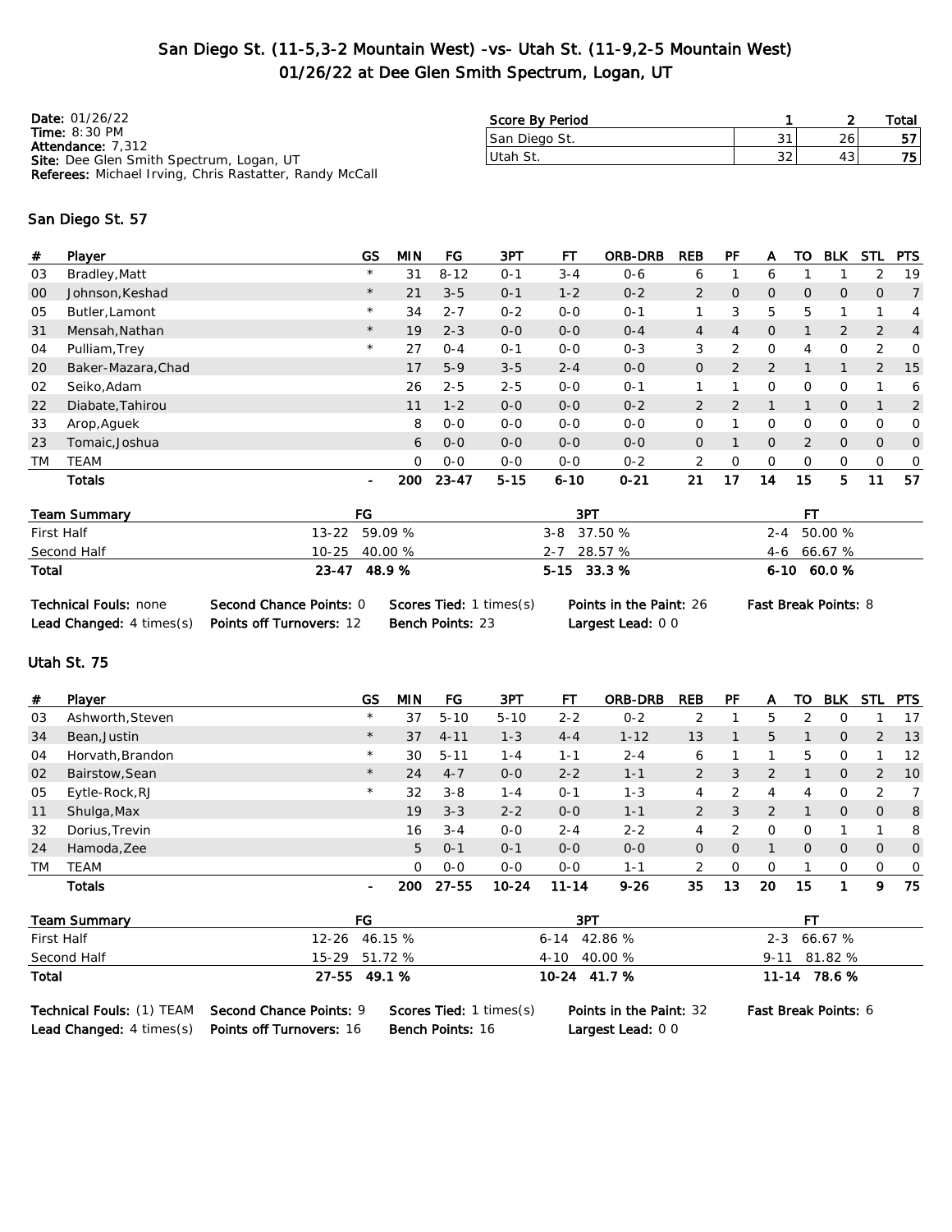# San Diego St. (11-5,3-2 Mountain West) -vs- Utah St. (11-9,2-5 Mountain West)
# 01/26/22 at Dee Glen Smith Spectrum, Logan, UT

**Date:** 01/26/22
**Time:** 8:30 PM
**Attendance:** 7,312
**Site:** Dee Glen Smith Spectrum, Logan, UT
**Referees:** Michael Irving, Chris Rastatter, Randy McCall

| Score By Period | 1 | 2 | Total |
|---|---|---|---|
| San Diego St. | 31 | 26 | 57 |
| Utah St. | 32 | 43 | 75 |

## San Diego St. 57

| # | Player | GS | MIN | FG | 3PT | FT | ORB-DRB | REB | PF | A | TO | BLK | STL | PTS |
|---|---|---|---|---|---|---|---|---|---|---|---|---|---|---|
| 03 | Bradley,Matt | * | 31 | 8-12 | 0-1 | 3-4 | 0-6 | 6 | 1 | 6 | 1 | 1 | 2 | 19 |
| 00 | Johnson,Keshad | * | 21 | 3-5 | 0-1 | 1-2 | 0-2 | 2 | 0 | 0 | 0 | 0 | 0 | 7 |
| 05 | Butler,Lamont | * | 34 | 2-7 | 0-2 | 0-0 | 0-1 | 1 | 3 | 5 | 5 | 1 | 1 | 4 |
| 31 | Mensah,Nathan | * | 19 | 2-3 | 0-0 | 0-0 | 0-4 | 4 | 4 | 0 | 1 | 2 | 2 | 4 |
| 04 | Pulliam,Trey | * | 27 | 0-4 | 0-1 | 0-0 | 0-3 | 3 | 2 | 0 | 4 | 0 | 2 | 0 |
| 20 | Baker-Mazara,Chad | | 17 | 5-9 | 3-5 | 2-4 | 0-0 | 0 | 2 | 2 | 1 | 1 | 2 | 15 |
| 02 | Seiko,Adam | | 26 | 2-5 | 2-5 | 0-0 | 0-1 | 1 | 1 | 0 | 0 | 0 | 1 | 6 |
| 22 | Diabate,Tahirou | | 11 | 1-2 | 0-0 | 0-0 | 0-2 | 2 | 2 | 1 | 1 | 0 | 1 | 2 |
| 33 | Arop,Aguek | | 8 | 0-0 | 0-0 | 0-0 | 0-0 | 0 | 1 | 0 | 0 | 0 | 0 | 0 |
| 23 | Tomaic,Joshua | | 6 | 0-0 | 0-0 | 0-0 | 0-0 | 0 | 1 | 0 | 2 | 0 | 0 | 0 |
| TM | TEAM | | 0 | 0-0 | 0-0 | 0-0 | 0-2 | 2 | 0 | 0 | 0 | 0 | 0 | 0 |
| | **Totals** | - | **200** | **23-47** | **5-15** | **6-10** | **0-21** | **21** | **17** | **14** | **15** | **5** | **11** | **57** |

| Team Summary | FG | 3PT | FT |
|---|---|---|---|
| First Half | 13-22 59.09 % | 3-8 37.50 % | 2-4 50.00 % |
| Second Half | 10-25 40.00 % | 2-7 28.57 % | 4-6 66.67 % |
| **Total** | **23-47 48.9 %** | **5-15 33.3 %** | **6-10 60.0 %** |

**Technical Fouls:** none | **Second Chance Points:** 0 | **Scores Tied:** 1 times(s) | **Points in the Paint:** 26 | **Fast Break Points:** 8
**Lead Changed:** 4 times(s) | **Points off Turnovers:** 12 | **Bench Points:** 23 | **Largest Lead:** 0 0

## Utah St. 75

| # | Player | GS | MIN | FG | 3PT | FT | ORB-DRB | REB | PF | A | TO | BLK | STL | PTS |
|---|---|---|---|---|---|---|---|---|---|---|---|---|---|---|
| 03 | Ashworth,Steven | * | 37 | 5-10 | 5-10 | 2-2 | 0-2 | 2 | 1 | 5 | 2 | 0 | 1 | 17 |
| 34 | Bean,Justin | * | 37 | 4-11 | 1-3 | 4-4 | 1-12 | 13 | 1 | 5 | 1 | 0 | 2 | 13 |
| 04 | Horvath,Brandon | * | 30 | 5-11 | 1-4 | 1-1 | 2-4 | 6 | 1 | 1 | 5 | 0 | 1 | 12 |
| 02 | Bairstow,Sean | * | 24 | 4-7 | 0-0 | 2-2 | 1-1 | 2 | 3 | 2 | 1 | 0 | 2 | 10 |
| 05 | Eytle-Rock,RJ | * | 32 | 3-8 | 1-4 | 0-1 | 1-3 | 4 | 2 | 4 | 4 | 0 | 2 | 7 |
| 11 | Shulga,Max | | 19 | 3-3 | 2-2 | 0-0 | 1-1 | 2 | 3 | 2 | 1 | 0 | 0 | 8 |
| 32 | Dorius,Trevin | | 16 | 3-4 | 0-0 | 2-4 | 2-2 | 4 | 2 | 0 | 0 | 1 | 1 | 8 |
| 24 | Hamoda,Zee | | 5 | 0-1 | 0-1 | 0-0 | 0-0 | 0 | 0 | 1 | 0 | 0 | 0 | 0 |
| TM | TEAM | | 0 | 0-0 | 0-0 | 0-0 | 1-1 | 2 | 0 | 0 | 1 | 0 | 0 | 0 |
| | **Totals** | - | **200** | **27-55** | **10-24** | **11-14** | **9-26** | **35** | **13** | **20** | **15** | **1** | **9** | **75** |

| Team Summary | FG | 3PT | FT |
|---|---|---|---|
| First Half | 12-26 46.15 % | 6-14 42.86 % | 2-3 66.67 % |
| Second Half | 15-29 51.72 % | 4-10 40.00 % | 9-11 81.82 % |
| **Total** | **27-55 49.1 %** | **10-24 41.7 %** | **11-14 78.6 %** |

**Technical Fouls:** (1) TEAM | **Second Chance Points:** 9 | **Scores Tied:** 1 times(s) | **Points in the Paint:** 32 | **Fast Break Points:** 6
**Lead Changed:** 4 times(s) | **Points off Turnovers:** 16 | **Bench Points:** 16 | **Largest Lead:** 0 0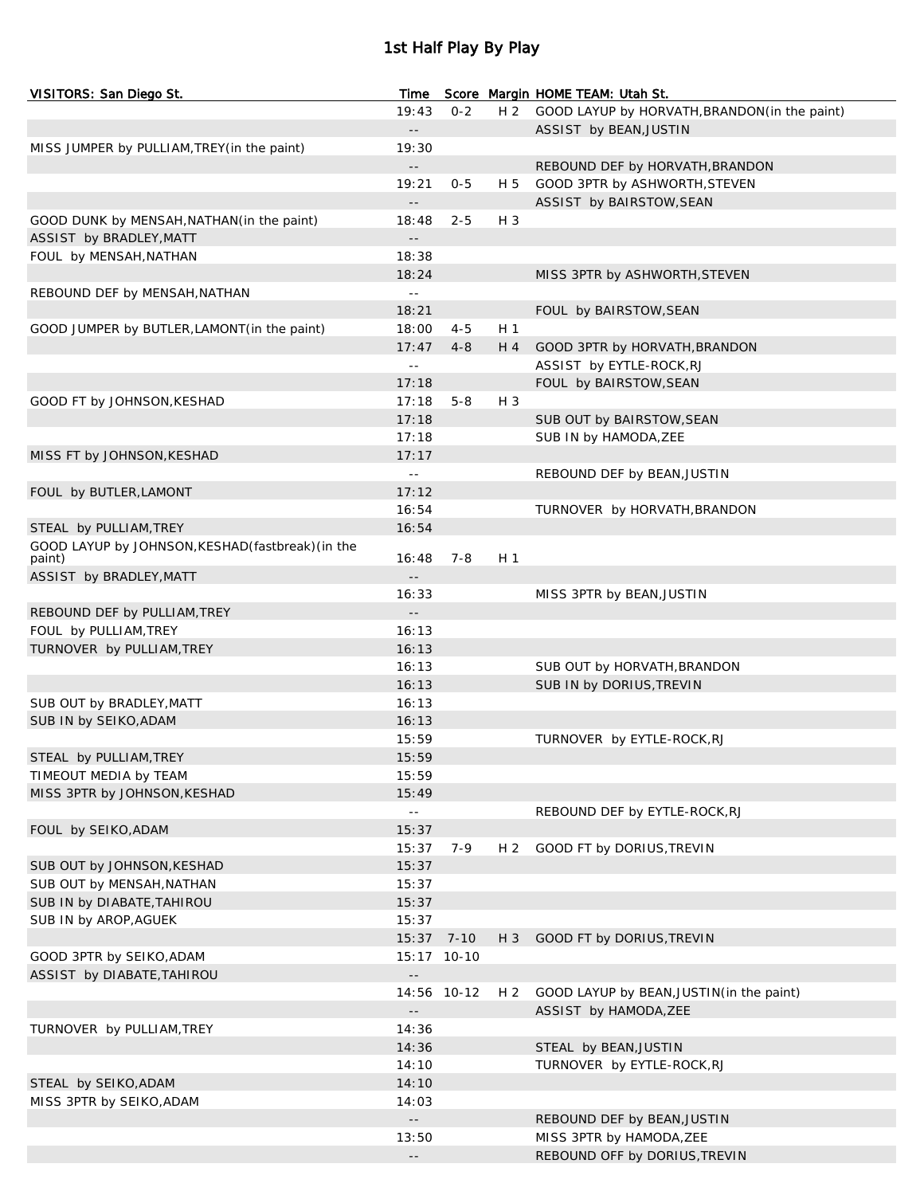# 1st Half Play By Play

| VISITORS: San Diego St. | Time | Score | Margin | HOME TEAM: Utah St. |
|---|---|---|---|---|
| | 19:43 | 0-2 | H 2 | GOOD LAYUP by HORVATH,BRANDON(in the paint) |
| | -- | | | ASSIST by BEAN,JUSTIN |
| MISS JUMPER by PULLIAM,TREY(in the paint) | 19:30 | | | |
| | -- | | | REBOUND DEF by HORVATH,BRANDON |
| | 19:21 | 0-5 | H 5 | GOOD 3PTR by ASHWORTH,STEVEN |
| | -- | | | ASSIST by BAIRSTOW,SEAN |
| GOOD DUNK by MENSAH,NATHAN(in the paint) | 18:48 | 2-5 | H 3 | |
| ASSIST by BRADLEY,MATT | -- | | | |
| FOUL by MENSAH,NATHAN | 18:38 | | | |
| | 18:24 | | | MISS 3PTR by ASHWORTH,STEVEN |
| REBOUND DEF by MENSAH,NATHAN | -- | | | |
| | 18:21 | | | FOUL by BAIRSTOW,SEAN |
| GOOD JUMPER by BUTLER,LAMONT(in the paint) | 18:00 | 4-5 | H 1 | |
| | 17:47 | 4-8 | H 4 | GOOD 3PTR by HORVATH,BRANDON |
| | -- | | | ASSIST by EYTLE-ROCK,RJ |
| | 17:18 | | | FOUL by BAIRSTOW,SEAN |
| GOOD FT by JOHNSON,KESHAD | 17:18 | 5-8 | H 3 | |
| | 17:18 | | | SUB OUT by BAIRSTOW,SEAN |
| | 17:18 | | | SUB IN by HAMODA,ZEE |
| MISS FT by JOHNSON,KESHAD | 17:17 | | | |
| | -- | | | REBOUND DEF by BEAN,JUSTIN |
| FOUL by BUTLER,LAMONT | 17:12 | | | |
| | 16:54 | | | TURNOVER by HORVATH,BRANDON |
| STEAL by PULLIAM,TREY | 16:54 | | | |
| GOOD LAYUP by JOHNSON,KESHAD(fastbreak)(in the paint) | 16:48 | 7-8 | H 1 | |
| ASSIST by BRADLEY,MATT | -- | | | |
| | 16:33 | | | MISS 3PTR by BEAN,JUSTIN |
| REBOUND DEF by PULLIAM,TREY | -- | | | |
| FOUL by PULLIAM,TREY | 16:13 | | | |
| TURNOVER by PULLIAM,TREY | 16:13 | | | |
| | 16:13 | | | SUB OUT by HORVATH,BRANDON |
| | 16:13 | | | SUB IN by DORIUS,TREVIN |
| SUB OUT by BRADLEY,MATT | 16:13 | | | |
| SUB IN by SEIKO,ADAM | 16:13 | | | |
| | 15:59 | | | TURNOVER by EYTLE-ROCK,RJ |
| STEAL by PULLIAM,TREY | 15:59 | | | |
| TIMEOUT MEDIA by TEAM | 15:59 | | | |
| MISS 3PTR by JOHNSON,KESHAD | 15:49 | | | |
| | -- | | | REBOUND DEF by EYTLE-ROCK,RJ |
| FOUL by SEIKO,ADAM | 15:37 | | | |
| | 15:37 | 7-9 | H 2 | GOOD FT by DORIUS,TREVIN |
| SUB OUT by JOHNSON,KESHAD | 15:37 | | | |
| SUB OUT by MENSAH,NATHAN | 15:37 | | | |
| SUB IN by DIABATE,TAHIROU | 15:37 | | | |
| SUB IN by AROP,AGUEK | 15:37 | | | |
| | 15:37 | 7-10 | H 3 | GOOD FT by DORIUS,TREVIN |
| GOOD 3PTR by SEIKO,ADAM | 15:17 | 10-10 | | |
| ASSIST by DIABATE,TAHIROU | -- | | | |
| | 14:56 | 10-12 | H 2 | GOOD LAYUP by BEAN,JUSTIN(in the paint) |
| | -- | | | ASSIST by HAMODA,ZEE |
| TURNOVER by PULLIAM,TREY | 14:36 | | | |
| | 14:36 | | | STEAL by BEAN,JUSTIN |
| | 14:10 | | | TURNOVER by EYTLE-ROCK,RJ |
| STEAL by SEIKO,ADAM | 14:10 | | | |
| MISS 3PTR by SEIKO,ADAM | 14:03 | | | |
| | -- | | | REBOUND DEF by BEAN,JUSTIN |
| | 13:50 | | | MISS 3PTR by HAMODA,ZEE |
| | -- | | | REBOUND OFF by DORIUS,TREVIN |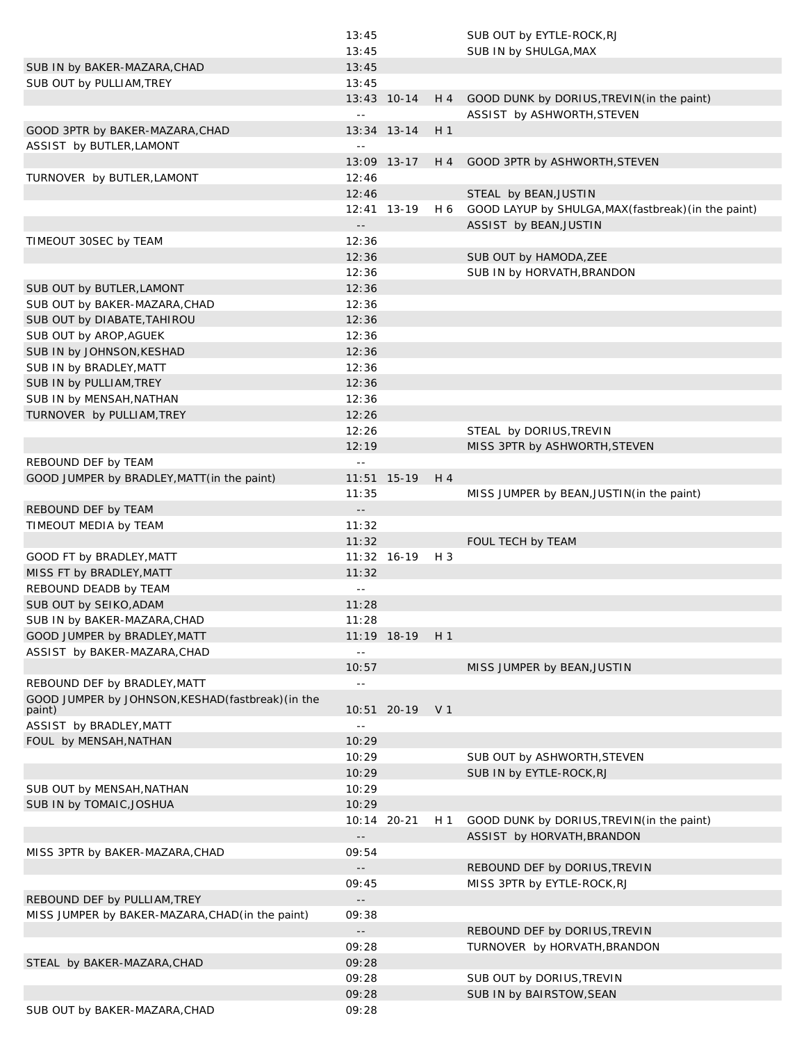| | | | | |
|---|---|---|---|---|
| | 13:45 | | | SUB OUT by EYTLE-ROCK,RJ |
| | 13:45 | | | SUB IN by SHULGA,MAX |
| SUB IN by BAKER-MAZARA,CHAD | 13:45 | | | |
| SUB OUT by PULLIAM,TREY | 13:45 | | | |
| | 13:43 | 10-14 | H 4 | GOOD DUNK by DORIUS,TREVIN(in the paint) |
| | -- | | | ASSIST by ASHWORTH,STEVEN |
| GOOD 3PTR by BAKER-MAZARA,CHAD | 13:34 | 13-14 | H 1 | |
| ASSIST by BUTLER,LAMONT | -- | | | |
| | 13:09 | 13-17 | H 4 | GOOD 3PTR by ASHWORTH,STEVEN |
| TURNOVER by BUTLER,LAMONT | 12:46 | | | |
| | 12:46 | | | STEAL by BEAN,JUSTIN |
| | 12:41 | 13-19 | H 6 | GOOD LAYUP by SHULGA,MAX(fastbreak)(in the paint) |
| | -- | | | ASSIST by BEAN,JUSTIN |
| TIMEOUT 30SEC by TEAM | 12:36 | | | |
| | 12:36 | | | SUB OUT by HAMODA,ZEE |
| | 12:36 | | | SUB IN by HORVATH,BRANDON |
| SUB OUT by BUTLER,LAMONT | 12:36 | | | |
| SUB OUT by BAKER-MAZARA,CHAD | 12:36 | | | |
| SUB OUT by DIABATE,TAHIROU | 12:36 | | | |
| SUB OUT by AROP,AGUEK | 12:36 | | | |
| SUB IN by JOHNSON,KESHAD | 12:36 | | | |
| SUB IN by BRADLEY,MATT | 12:36 | | | |
| SUB IN by PULLIAM,TREY | 12:36 | | | |
| SUB IN by MENSAH,NATHAN | 12:36 | | | |
| TURNOVER by PULLIAM,TREY | 12:26 | | | |
| | 12:26 | | | STEAL by DORIUS,TREVIN |
| | 12:19 | | | MISS 3PTR by ASHWORTH,STEVEN |
| REBOUND DEF by TEAM | -- | | | |
| GOOD JUMPER by BRADLEY,MATT(in the paint) | 11:51 | 15-19 | H 4 | |
| | 11:35 | | | MISS JUMPER by BEAN,JUSTIN(in the paint) |
| REBOUND DEF by TEAM | -- | | | |
| TIMEOUT MEDIA by TEAM | 11:32 | | | |
| | 11:32 | | | FOUL TECH by TEAM |
| GOOD FT by BRADLEY,MATT | 11:32 | 16-19 | H 3 | |
| MISS FT by BRADLEY,MATT | 11:32 | | | |
| REBOUND DEADB by TEAM | -- | | | |
| SUB OUT by SEIKO,ADAM | 11:28 | | | |
| SUB IN by BAKER-MAZARA,CHAD | 11:28 | | | |
| GOOD JUMPER by BRADLEY,MATT | 11:19 | 18-19 | H 1 | |
| ASSIST by BAKER-MAZARA,CHAD | -- | | | |
| | 10:57 | | | MISS JUMPER by BEAN,JUSTIN |
| REBOUND DEF by BRADLEY,MATT | -- | | | |
| GOOD JUMPER by JOHNSON,KESHAD(fastbreak)(in the paint) | 10:51 | 20-19 | V 1 | |
| ASSIST by BRADLEY,MATT | -- | | | |
| FOUL by MENSAH,NATHAN | 10:29 | | | |
| | 10:29 | | | SUB OUT by ASHWORTH,STEVEN |
| | 10:29 | | | SUB IN by EYTLE-ROCK,RJ |
| SUB OUT by MENSAH,NATHAN | 10:29 | | | |
| SUB IN by TOMAIC,JOSHUA | 10:29 | | | |
| | 10:14 | 20-21 | H 1 | GOOD DUNK by DORIUS,TREVIN(in the paint) |
| | -- | | | ASSIST by HORVATH,BRANDON |
| MISS 3PTR by BAKER-MAZARA,CHAD | 09:54 | | | |
| | -- | | | REBOUND DEF by DORIUS,TREVIN |
| | 09:45 | | | MISS 3PTR by EYTLE-ROCK,RJ |
| REBOUND DEF by PULLIAM,TREY | -- | | | |
| MISS JUMPER by BAKER-MAZARA,CHAD(in the paint) | 09:38 | | | |
| | -- | | | REBOUND DEF by DORIUS,TREVIN |
| | 09:28 | | | TURNOVER by HORVATH,BRANDON |
| STEAL by BAKER-MAZARA,CHAD | 09:28 | | | |
| | 09:28 | | | SUB OUT by DORIUS,TREVIN |
| | 09:28 | | | SUB IN by BAIRSTOW,SEAN |
| SUB OUT by BAKER-MAZARA,CHAD | 09:28 | | | |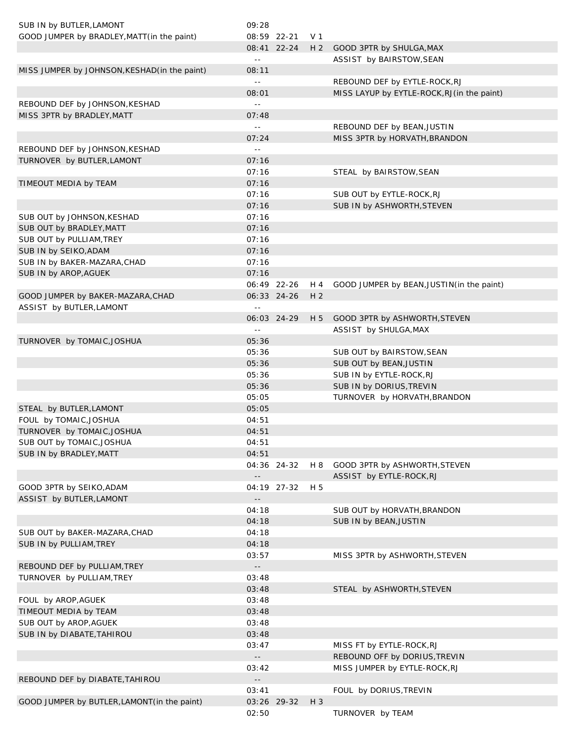| Visitor | Time | Score | Margin | Home |
| --- | --- | --- | --- | --- |
| SUB IN by BUTLER,LAMONT | 09:28 | | | |
| GOOD JUMPER by BRADLEY,MATT(in the paint) | 08:59 | 22-21 | V 1 | |
| | 08:41 | 22-24 | H 2 | GOOD 3PTR by SHULGA,MAX |
| | -- | | | ASSIST by BAIRSTOW,SEAN |
| MISS JUMPER by JOHNSON,KESHAD(in the paint) | 08:11 | | | |
| | -- | | | REBOUND DEF by EYTLE-ROCK,RJ |
| | 08:01 | | | MISS LAYUP by EYTLE-ROCK,RJ(in the paint) |
| REBOUND DEF by JOHNSON,KESHAD | -- | | | |
| MISS 3PTR by BRADLEY,MATT | 07:48 | | | |
| | -- | | | REBOUND DEF by BEAN,JUSTIN |
| | 07:24 | | | MISS 3PTR by HORVATH,BRANDON |
| REBOUND DEF by JOHNSON,KESHAD | -- | | | |
| TURNOVER by BUTLER,LAMONT | 07:16 | | | |
| | 07:16 | | | STEAL by BAIRSTOW,SEAN |
| TIMEOUT MEDIA by TEAM | 07:16 | | | |
| | 07:16 | | | SUB OUT by EYTLE-ROCK,RJ |
| | 07:16 | | | SUB IN by ASHWORTH,STEVEN |
| SUB OUT by JOHNSON,KESHAD | 07:16 | | | |
| SUB OUT by BRADLEY,MATT | 07:16 | | | |
| SUB OUT by PULLIAM,TREY | 07:16 | | | |
| SUB IN by SEIKO,ADAM | 07:16 | | | |
| SUB IN by BAKER-MAZARA,CHAD | 07:16 | | | |
| SUB IN by AROP,AGUEK | 07:16 | | | |
| | 06:49 | 22-26 | H 4 | GOOD JUMPER by BEAN,JUSTIN(in the paint) |
| GOOD JUMPER by BAKER-MAZARA,CHAD | 06:33 | 24-26 | H 2 | |
| ASSIST by BUTLER,LAMONT | -- | | | |
| | 06:03 | 24-29 | H 5 | GOOD 3PTR by ASHWORTH,STEVEN |
| | -- | | | ASSIST by SHULGA,MAX |
| TURNOVER by TOMAIC,JOSHUA | 05:36 | | | |
| | 05:36 | | | SUB OUT by BAIRSTOW,SEAN |
| | 05:36 | | | SUB OUT by BEAN,JUSTIN |
| | 05:36 | | | SUB IN by EYTLE-ROCK,RJ |
| | 05:36 | | | SUB IN by DORIUS,TREVIN |
| | 05:05 | | | TURNOVER by HORVATH,BRANDON |
| STEAL by BUTLER,LAMONT | 05:05 | | | |
| FOUL by TOMAIC,JOSHUA | 04:51 | | | |
| TURNOVER by TOMAIC,JOSHUA | 04:51 | | | |
| SUB OUT by TOMAIC,JOSHUA | 04:51 | | | |
| SUB IN by BRADLEY,MATT | 04:51 | | | |
| | 04:36 | 24-32 | H 8 | GOOD 3PTR by ASHWORTH,STEVEN |
| | -- | | | ASSIST by EYTLE-ROCK,RJ |
| GOOD 3PTR by SEIKO,ADAM | 04:19 | 27-32 | H 5 | |
| ASSIST by BUTLER,LAMONT | -- | | | |
| | 04:18 | | | SUB OUT by HORVATH,BRANDON |
| | 04:18 | | | SUB IN by BEAN,JUSTIN |
| SUB OUT by BAKER-MAZARA,CHAD | 04:18 | | | |
| SUB IN by PULLIAM,TREY | 04:18 | | | |
| | 03:57 | | | MISS 3PTR by ASHWORTH,STEVEN |
| REBOUND DEF by PULLIAM,TREY | -- | | | |
| TURNOVER by PULLIAM,TREY | 03:48 | | | |
| | 03:48 | | | STEAL by ASHWORTH,STEVEN |
| FOUL by AROP,AGUEK | 03:48 | | | |
| TIMEOUT MEDIA by TEAM | 03:48 | | | |
| SUB OUT by AROP,AGUEK | 03:48 | | | |
| SUB IN by DIABATE,TAHIROU | 03:48 | | | |
| | 03:47 | | | MISS FT by EYTLE-ROCK,RJ |
| | -- | | | REBOUND OFF by DORIUS,TREVIN |
| | 03:42 | | | MISS JUMPER by EYTLE-ROCK,RJ |
| REBOUND DEF by DIABATE,TAHIROU | -- | | | |
| | 03:41 | | | FOUL by DORIUS,TREVIN |
| GOOD JUMPER by BUTLER,LAMONT(in the paint) | 03:26 | 29-32 | H 3 | |
| | 02:50 | | | TURNOVER by TEAM |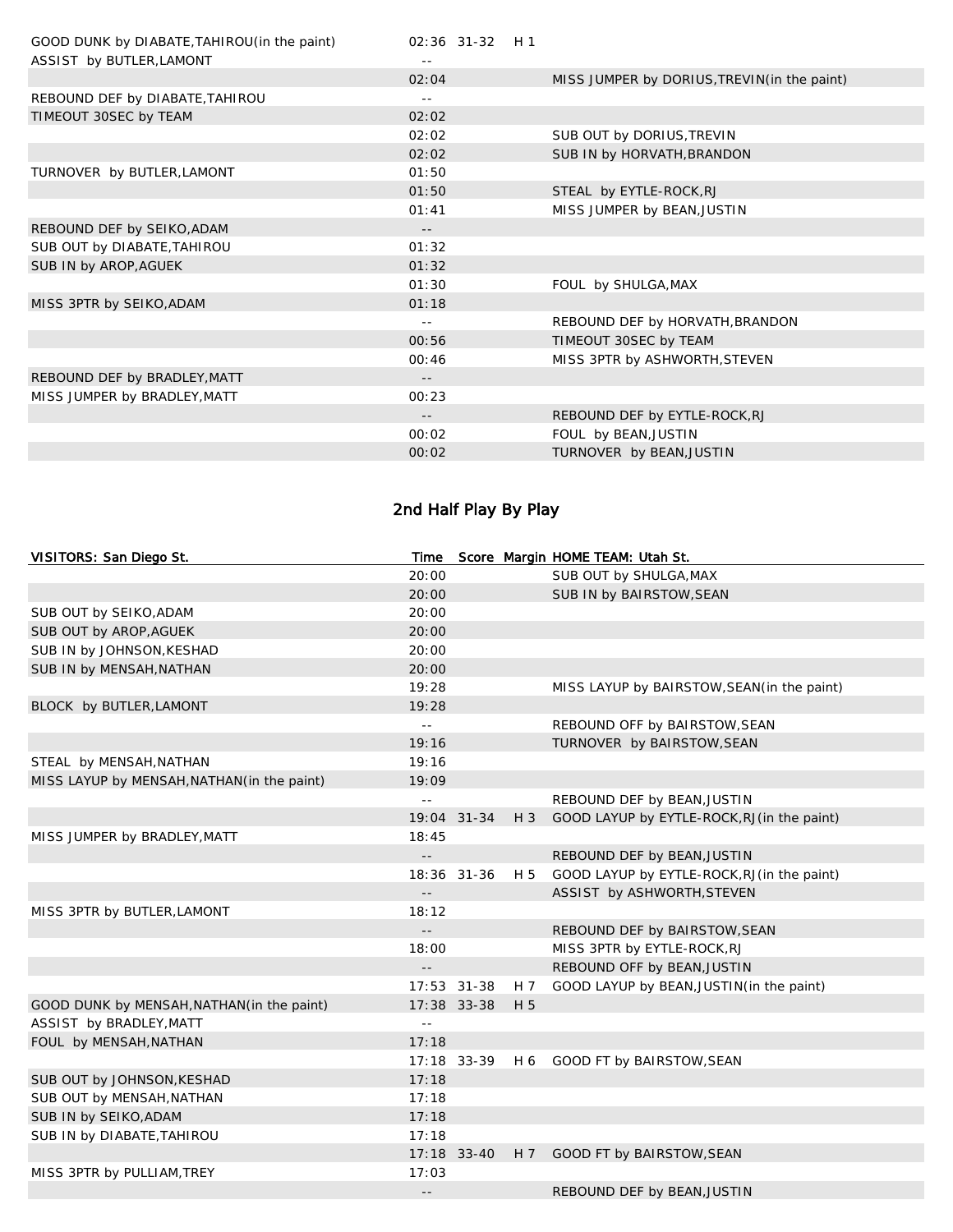| | | | | |
|---|---|---|---|---|
| GOOD DUNK by DIABATE,TAHIROU(in the paint) | 02:36 | 31-32 | H 1 | |
| ASSIST by BUTLER,LAMONT | -- | | | |
| | 02:04 | | | MISS JUMPER by DORIUS,TREVIN(in the paint) |
| REBOUND DEF by DIABATE,TAHIROU | -- | | | |
| TIMEOUT 30SEC by TEAM | 02:02 | | | |
| | 02:02 | | | SUB OUT by DORIUS,TREVIN |
| | 02:02 | | | SUB IN by HORVATH,BRANDON |
| TURNOVER by BUTLER,LAMONT | 01:50 | | | |
| | 01:50 | | | STEAL by EYTLE-ROCK,RJ |
| | 01:41 | | | MISS JUMPER by BEAN,JUSTIN |
| REBOUND DEF by SEIKO,ADAM | -- | | | |
| SUB OUT by DIABATE,TAHIROU | 01:32 | | | |
| SUB IN by AROP,AGUEK | 01:32 | | | |
| | 01:30 | | | FOUL by SHULGA,MAX |
| MISS 3PTR by SEIKO,ADAM | 01:18 | | | |
| | -- | | | REBOUND DEF by HORVATH,BRANDON |
| | 00:56 | | | TIMEOUT 30SEC by TEAM |
| | 00:46 | | | MISS 3PTR by ASHWORTH,STEVEN |
| REBOUND DEF by BRADLEY,MATT | -- | | | |
| MISS JUMPER by BRADLEY,MATT | 00:23 | | | |
| | -- | | | REBOUND DEF by EYTLE-ROCK,RJ |
| | 00:02 | | | FOUL by BEAN,JUSTIN |
| | 00:02 | | | TURNOVER by BEAN,JUSTIN |

## 2nd Half Play By Play

| VISITORS: San Diego St. | Time | Score | Margin | HOME TEAM: Utah St. |
|---|---|---|---|---|
| | 20:00 | | | SUB OUT by SHULGA,MAX |
| | 20:00 | | | SUB IN by BAIRSTOW,SEAN |
| SUB OUT by SEIKO,ADAM | 20:00 | | | |
| SUB OUT by AROP,AGUEK | 20:00 | | | |
| SUB IN by JOHNSON,KESHAD | 20:00 | | | |
| SUB IN by MENSAH,NATHAN | 20:00 | | | |
| | 19:28 | | | MISS LAYUP by BAIRSTOW,SEAN(in the paint) |
| BLOCK by BUTLER,LAMONT | 19:28 | | | |
| | -- | | | REBOUND OFF by BAIRSTOW,SEAN |
| | 19:16 | | | TURNOVER by BAIRSTOW,SEAN |
| STEAL by MENSAH,NATHAN | 19:16 | | | |
| MISS LAYUP by MENSAH,NATHAN(in the paint) | 19:09 | | | |
| | -- | | | REBOUND DEF by BEAN,JUSTIN |
| | 19:04 | 31-34 | H 3 | GOOD LAYUP by EYTLE-ROCK,RJ(in the paint) |
| MISS JUMPER by BRADLEY,MATT | 18:45 | | | |
| | -- | | | REBOUND DEF by BEAN,JUSTIN |
| | 18:36 | 31-36 | H 5 | GOOD LAYUP by EYTLE-ROCK,RJ(in the paint) |
| | -- | | | ASSIST by ASHWORTH,STEVEN |
| MISS 3PTR by BUTLER,LAMONT | 18:12 | | | |
| | -- | | | REBOUND DEF by BAIRSTOW,SEAN |
| | 18:00 | | | MISS 3PTR by EYTLE-ROCK,RJ |
| | -- | | | REBOUND OFF by BEAN,JUSTIN |
| | 17:53 | 31-38 | H 7 | GOOD LAYUP by BEAN,JUSTIN(in the paint) |
| GOOD DUNK by MENSAH,NATHAN(in the paint) | 17:38 | 33-38 | H 5 | |
| ASSIST by BRADLEY,MATT | -- | | | |
| FOUL by MENSAH,NATHAN | 17:18 | | | |
| | 17:18 | 33-39 | H 6 | GOOD FT by BAIRSTOW,SEAN |
| SUB OUT by JOHNSON,KESHAD | 17:18 | | | |
| SUB OUT by MENSAH,NATHAN | 17:18 | | | |
| SUB IN by SEIKO,ADAM | 17:18 | | | |
| SUB IN by DIABATE,TAHIROU | 17:18 | | | |
| | 17:18 | 33-40 | H 7 | GOOD FT by BAIRSTOW,SEAN |
| MISS 3PTR by PULLIAM,TREY | 17:03 | | | |
| | -- | | | REBOUND DEF by BEAN,JUSTIN |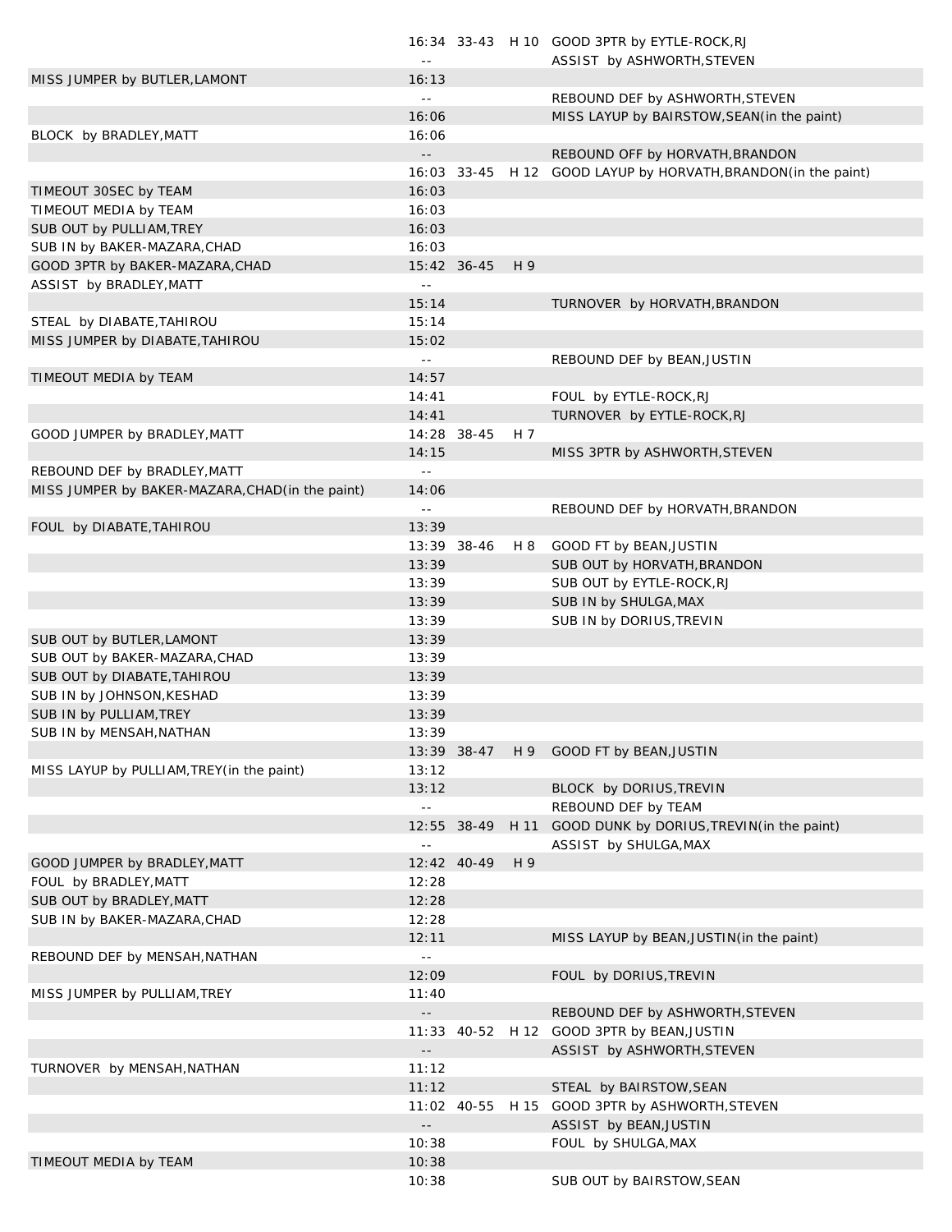| | | | | |
|---|---|---|---|---|
| | 16:34 | 33-43 | H 10 | GOOD 3PTR by EYTLE-ROCK,RJ |
| | -- | | | ASSIST by ASHWORTH,STEVEN |
| MISS JUMPER by BUTLER,LAMONT | 16:13 | | | |
| | -- | | | REBOUND DEF by ASHWORTH,STEVEN |
| | 16:06 | | | MISS LAYUP by BAIRSTOW,SEAN(in the paint) |
| BLOCK by BRADLEY,MATT | 16:06 | | | |
| | -- | | | REBOUND OFF by HORVATH,BRANDON |
| | 16:03 | 33-45 | H 12 | GOOD LAYUP by HORVATH,BRANDON(in the paint) |
| TIMEOUT 30SEC by TEAM | 16:03 | | | |
| TIMEOUT MEDIA by TEAM | 16:03 | | | |
| SUB OUT by PULLIAM,TREY | 16:03 | | | |
| SUB IN by BAKER-MAZARA,CHAD | 16:03 | | | |
| GOOD 3PTR by BAKER-MAZARA,CHAD | 15:42 | 36-45 | H 9 | |
| ASSIST by BRADLEY,MATT | -- | | | |
| | 15:14 | | | TURNOVER by HORVATH,BRANDON |
| STEAL by DIABATE,TAHIROU | 15:14 | | | |
| MISS JUMPER by DIABATE,TAHIROU | 15:02 | | | |
| | -- | | | REBOUND DEF by BEAN,JUSTIN |
| TIMEOUT MEDIA by TEAM | 14:57 | | | |
| | 14:41 | | | FOUL by EYTLE-ROCK,RJ |
| | 14:41 | | | TURNOVER by EYTLE-ROCK,RJ |
| GOOD JUMPER by BRADLEY,MATT | 14:28 | 38-45 | H 7 | |
| | 14:15 | | | MISS 3PTR by ASHWORTH,STEVEN |
| REBOUND DEF by BRADLEY,MATT | -- | | | |
| MISS JUMPER by BAKER-MAZARA,CHAD(in the paint) | 14:06 | | | |
| | -- | | | REBOUND DEF by HORVATH,BRANDON |
| FOUL by DIABATE,TAHIROU | 13:39 | | | |
| | 13:39 | 38-46 | H 8 | GOOD FT by BEAN,JUSTIN |
| | 13:39 | | | SUB OUT by HORVATH,BRANDON |
| | 13:39 | | | SUB OUT by EYTLE-ROCK,RJ |
| | 13:39 | | | SUB IN by SHULGA,MAX |
| | 13:39 | | | SUB IN by DORIUS,TREVIN |
| SUB OUT by BUTLER,LAMONT | 13:39 | | | |
| SUB OUT by BAKER-MAZARA,CHAD | 13:39 | | | |
| SUB OUT by DIABATE,TAHIROU | 13:39 | | | |
| SUB IN by JOHNSON,KESHAD | 13:39 | | | |
| SUB IN by PULLIAM,TREY | 13:39 | | | |
| SUB IN by MENSAH,NATHAN | 13:39 | | | |
| | 13:39 | 38-47 | H 9 | GOOD FT by BEAN,JUSTIN |
| MISS LAYUP by PULLIAM,TREY(in the paint) | 13:12 | | | |
| | 13:12 | | | BLOCK by DORIUS,TREVIN |
| | -- | | | REBOUND DEF by TEAM |
| | 12:55 | 38-49 | H 11 | GOOD DUNK by DORIUS,TREVIN(in the paint) |
| | -- | | | ASSIST by SHULGA,MAX |
| GOOD JUMPER by BRADLEY,MATT | 12:42 | 40-49 | H 9 | |
| FOUL by BRADLEY,MATT | 12:28 | | | |
| SUB OUT by BRADLEY,MATT | 12:28 | | | |
| SUB IN by BAKER-MAZARA,CHAD | 12:28 | | | |
| | 12:11 | | | MISS LAYUP by BEAN,JUSTIN(in the paint) |
| REBOUND DEF by MENSAH,NATHAN | -- | | | |
| | 12:09 | | | FOUL by DORIUS,TREVIN |
| MISS JUMPER by PULLIAM,TREY | 11:40 | | | |
| | -- | | | REBOUND DEF by ASHWORTH,STEVEN |
| | 11:33 | 40-52 | H 12 | GOOD 3PTR by BEAN,JUSTIN |
| | -- | | | ASSIST by ASHWORTH,STEVEN |
| TURNOVER by MENSAH,NATHAN | 11:12 | | | |
| | 11:12 | | | STEAL by BAIRSTOW,SEAN |
| | 11:02 | 40-55 | H 15 | GOOD 3PTR by ASHWORTH,STEVEN |
| | -- | | | ASSIST by BEAN,JUSTIN |
| | 10:38 | | | FOUL by SHULGA,MAX |
| TIMEOUT MEDIA by TEAM | 10:38 | | | |
| | 10:38 | | | SUB OUT by BAIRSTOW,SEAN |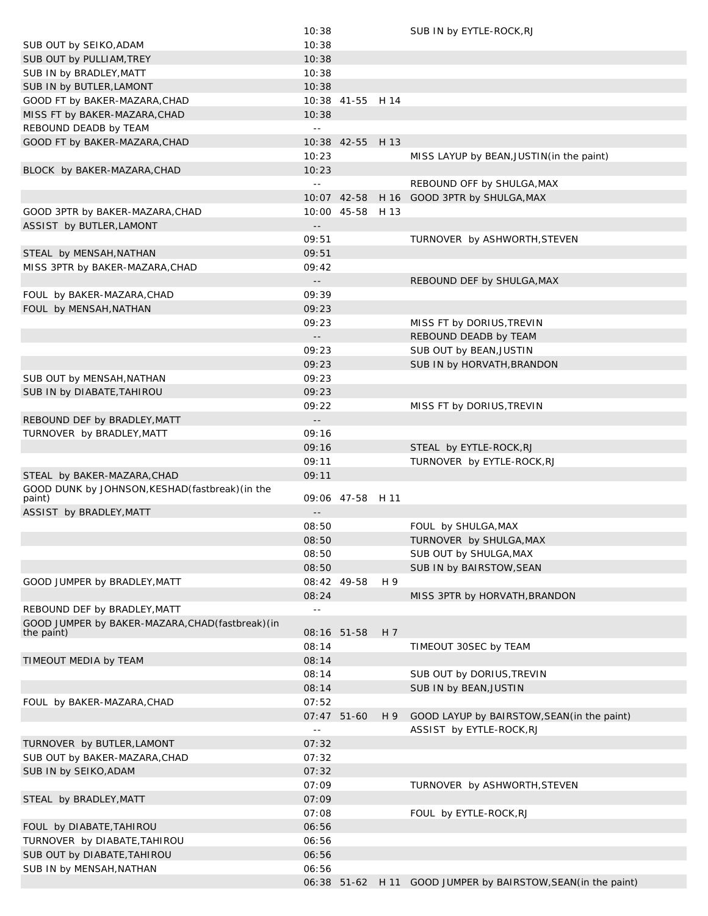| | | | | |
|---|---|---|---|---|
| | 10:38 | | | SUB IN by EYTLE-ROCK,RJ |
| SUB OUT by SEIKO,ADAM | 10:38 | | | |
| SUB OUT by PULLIAM,TREY | 10:38 | | | |
| SUB IN by BRADLEY,MATT | 10:38 | | | |
| SUB IN by BUTLER,LAMONT | 10:38 | | | |
| GOOD FT by BAKER-MAZARA,CHAD | 10:38 | 41-55 | H 14 | |
| MISS FT by BAKER-MAZARA,CHAD | 10:38 | | | |
| REBOUND DEADB by TEAM | -- | | | |
| GOOD FT by BAKER-MAZARA,CHAD | 10:38 | 42-55 | H 13 | |
| | 10:23 | | | MISS LAYUP by BEAN,JUSTIN(in the paint) |
| BLOCK by BAKER-MAZARA,CHAD | 10:23 | | | |
| | -- | | | REBOUND OFF by SHULGA,MAX |
| | 10:07 | 42-58 | H 16 | GOOD 3PTR by SHULGA,MAX |
| GOOD 3PTR by BAKER-MAZARA,CHAD | 10:00 | 45-58 | H 13 | |
| ASSIST by BUTLER,LAMONT | -- | | | |
| | 09:51 | | | TURNOVER by ASHWORTH,STEVEN |
| STEAL by MENSAH,NATHAN | 09:51 | | | |
| MISS 3PTR by BAKER-MAZARA,CHAD | 09:42 | | | |
| | -- | | | REBOUND DEF by SHULGA,MAX |
| FOUL by BAKER-MAZARA,CHAD | 09:39 | | | |
| FOUL by MENSAH,NATHAN | 09:23 | | | |
| | 09:23 | | | MISS FT by DORIUS,TREVIN |
| | -- | | | REBOUND DEADB by TEAM |
| | 09:23 | | | SUB OUT by BEAN,JUSTIN |
| | 09:23 | | | SUB IN by HORVATH,BRANDON |
| SUB OUT by MENSAH,NATHAN | 09:23 | | | |
| SUB IN by DIABATE,TAHIROU | 09:23 | | | |
| | 09:22 | | | MISS FT by DORIUS,TREVIN |
| REBOUND DEF by BRADLEY,MATT | -- | | | |
| TURNOVER by BRADLEY,MATT | 09:16 | | | |
| | 09:16 | | | STEAL by EYTLE-ROCK,RJ |
| | 09:11 | | | TURNOVER by EYTLE-ROCK,RJ |
| STEAL by BAKER-MAZARA,CHAD | 09:11 | | | |
| GOOD DUNK by JOHNSON,KESHAD(fastbreak)(in the paint) | 09:06 | 47-58 | H 11 | |
| ASSIST by BRADLEY,MATT | -- | | | |
| | 08:50 | | | FOUL by SHULGA,MAX |
| | 08:50 | | | TURNOVER by SHULGA,MAX |
| | 08:50 | | | SUB OUT by SHULGA,MAX |
| | 08:50 | | | SUB IN by BAIRSTOW,SEAN |
| GOOD JUMPER by BRADLEY,MATT | 08:42 | 49-58 | H 9 | |
| | 08:24 | | | MISS 3PTR by HORVATH,BRANDON |
| REBOUND DEF by BRADLEY,MATT | -- | | | |
| GOOD JUMPER by BAKER-MAZARA,CHAD(fastbreak)(in the paint) | 08:16 | 51-58 | H 7 | |
| | 08:14 | | | TIMEOUT 30SEC by TEAM |
| TIMEOUT MEDIA by TEAM | 08:14 | | | |
| | 08:14 | | | SUB OUT by DORIUS,TREVIN |
| | 08:14 | | | SUB IN by BEAN,JUSTIN |
| FOUL by BAKER-MAZARA,CHAD | 07:52 | | | |
| | 07:47 | 51-60 | H 9 | GOOD LAYUP by BAIRSTOW,SEAN(in the paint) |
| | -- | | | ASSIST by EYTLE-ROCK,RJ |
| TURNOVER by BUTLER,LAMONT | 07:32 | | | |
| SUB OUT by BAKER-MAZARA,CHAD | 07:32 | | | |
| SUB IN by SEIKO,ADAM | 07:32 | | | |
| | 07:09 | | | TURNOVER by ASHWORTH,STEVEN |
| STEAL by BRADLEY,MATT | 07:09 | | | |
| | 07:08 | | | FOUL by EYTLE-ROCK,RJ |
| FOUL by DIABATE,TAHIROU | 06:56 | | | |
| TURNOVER by DIABATE,TAHIROU | 06:56 | | | |
| SUB OUT by DIABATE,TAHIROU | 06:56 | | | |
| SUB IN by MENSAH,NATHAN | 06:56 | | | |
| | 06:38 | 51-62 | H 11 | GOOD JUMPER by BAIRSTOW,SEAN(in the paint) |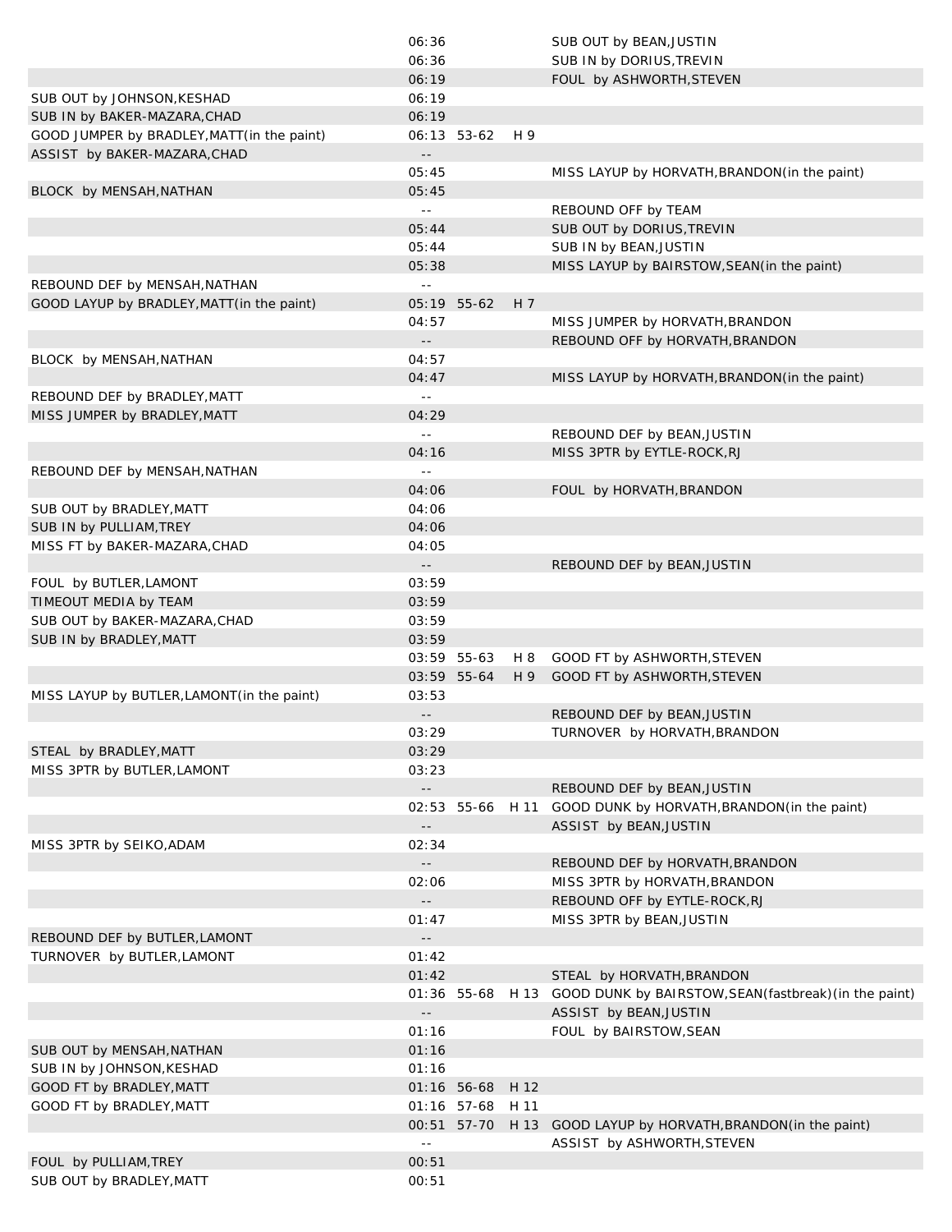| | | | | |
|---|---|---|---|---|
| | 06:36 | | | SUB OUT by BEAN,JUSTIN |
| | 06:36 | | | SUB IN by DORIUS,TREVIN |
| | 06:19 | | | FOUL by ASHWORTH,STEVEN |
| SUB OUT by JOHNSON,KESHAD | 06:19 | | | |
| SUB IN by BAKER-MAZARA,CHAD | 06:19 | | | |
| GOOD JUMPER by BRADLEY,MATT(in the paint) | 06:13 | 53-62 | H 9 | |
| ASSIST by BAKER-MAZARA,CHAD | -- | | | |
| | 05:45 | | | MISS LAYUP by HORVATH,BRANDON(in the paint) |
| BLOCK by MENSAH,NATHAN | 05:45 | | | |
| | -- | | | REBOUND OFF by TEAM |
| | 05:44 | | | SUB OUT by DORIUS,TREVIN |
| | 05:44 | | | SUB IN by BEAN,JUSTIN |
| | 05:38 | | | MISS LAYUP by BAIRSTOW,SEAN(in the paint) |
| REBOUND DEF by MENSAH,NATHAN | -- | | | |
| GOOD LAYUP by BRADLEY,MATT(in the paint) | 05:19 | 55-62 | H 7 | |
| | 04:57 | | | MISS JUMPER by HORVATH,BRANDON |
| | -- | | | REBOUND OFF by HORVATH,BRANDON |
| BLOCK by MENSAH,NATHAN | 04:57 | | | |
| | 04:47 | | | MISS LAYUP by HORVATH,BRANDON(in the paint) |
| REBOUND DEF by BRADLEY,MATT | -- | | | |
| MISS JUMPER by BRADLEY,MATT | 04:29 | | | |
| | -- | | | REBOUND DEF by BEAN,JUSTIN |
| | 04:16 | | | MISS 3PTR by EYTLE-ROCK,RJ |
| REBOUND DEF by MENSAH,NATHAN | -- | | | |
| | 04:06 | | | FOUL by HORVATH,BRANDON |
| SUB OUT by BRADLEY,MATT | 04:06 | | | |
| SUB IN by PULLIAM,TREY | 04:06 | | | |
| MISS FT by BAKER-MAZARA,CHAD | 04:05 | | | |
| | -- | | | REBOUND DEF by BEAN,JUSTIN |
| FOUL by BUTLER,LAMONT | 03:59 | | | |
| TIMEOUT MEDIA by TEAM | 03:59 | | | |
| SUB OUT by BAKER-MAZARA,CHAD | 03:59 | | | |
| SUB IN by BRADLEY,MATT | 03:59 | | | |
| | 03:59 | 55-63 | H 8 | GOOD FT by ASHWORTH,STEVEN |
| | 03:59 | 55-64 | H 9 | GOOD FT by ASHWORTH,STEVEN |
| MISS LAYUP by BUTLER,LAMONT(in the paint) | 03:53 | | | |
| | -- | | | REBOUND DEF by BEAN,JUSTIN |
| | 03:29 | | | TURNOVER by HORVATH,BRANDON |
| STEAL by BRADLEY,MATT | 03:29 | | | |
| MISS 3PTR by BUTLER,LAMONT | 03:23 | | | |
| | -- | | | REBOUND DEF by BEAN,JUSTIN |
| | 02:53 | 55-66 | H 11 | GOOD DUNK by HORVATH,BRANDON(in the paint) |
| | -- | | | ASSIST by BEAN,JUSTIN |
| MISS 3PTR by SEIKO,ADAM | 02:34 | | | |
| | -- | | | REBOUND DEF by HORVATH,BRANDON |
| | 02:06 | | | MISS 3PTR by HORVATH,BRANDON |
| | -- | | | REBOUND OFF by EYTLE-ROCK,RJ |
| | 01:47 | | | MISS 3PTR by BEAN,JUSTIN |
| REBOUND DEF by BUTLER,LAMONT | -- | | | |
| TURNOVER by BUTLER,LAMONT | 01:42 | | | |
| | 01:42 | | | STEAL by HORVATH,BRANDON |
| | 01:36 | 55-68 | H 13 | GOOD DUNK by BAIRSTOW,SEAN(fastbreak)(in the paint) |
| | -- | | | ASSIST by BEAN,JUSTIN |
| | 01:16 | | | FOUL by BAIRSTOW,SEAN |
| SUB OUT by MENSAH,NATHAN | 01:16 | | | |
| SUB IN by JOHNSON,KESHAD | 01:16 | | | |
| GOOD FT by BRADLEY,MATT | 01:16 | 56-68 | H 12 | |
| GOOD FT by BRADLEY,MATT | 01:16 | 57-68 | H 11 | |
| | 00:51 | 57-70 | H 13 | GOOD LAYUP by HORVATH,BRANDON(in the paint) |
| | -- | | | ASSIST by ASHWORTH,STEVEN |
| FOUL by PULLIAM,TREY | 00:51 | | | |
| SUB OUT by BRADLEY,MATT | 00:51 | | | |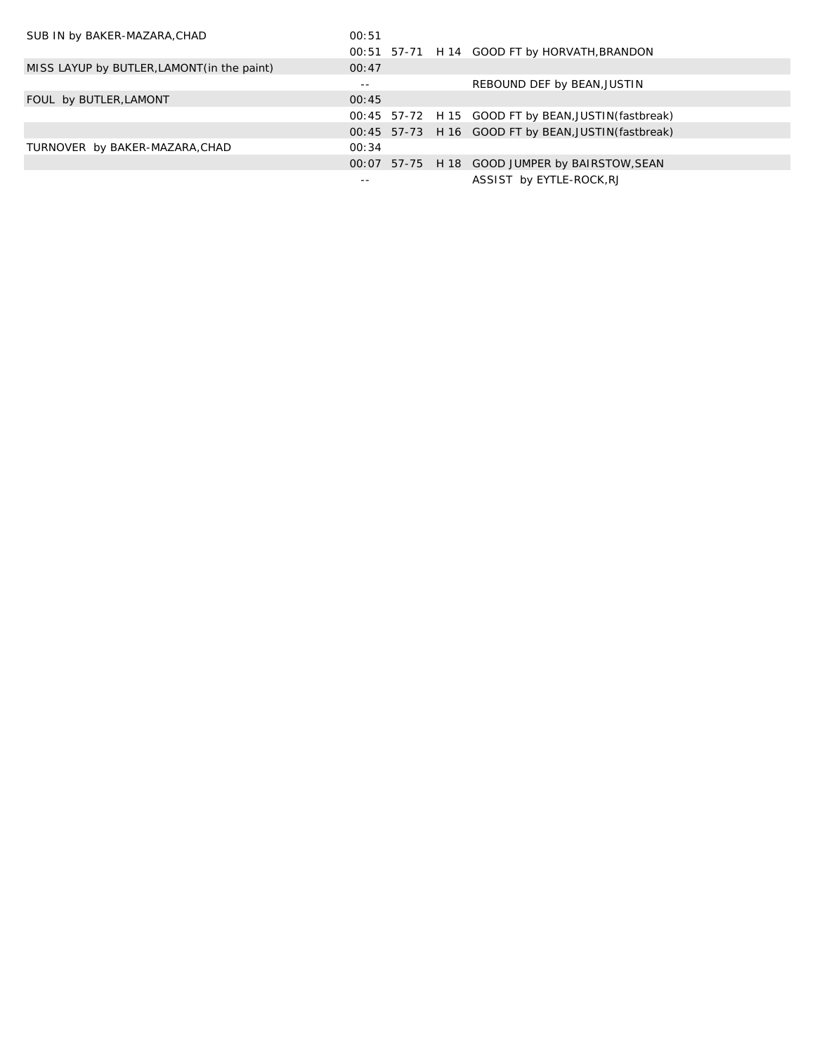| | | | | |
|---|---|---|---|---|
| SUB IN by BAKER-MAZARA,CHAD | 00:51 | | | |
| | 00:51 | 57-71 | H 14 | GOOD FT by HORVATH,BRANDON |
| MISS LAYUP by BUTLER,LAMONT(in the paint) | 00:47 | | | |
| | -- | | | REBOUND DEF by BEAN,JUSTIN |
| FOUL by BUTLER,LAMONT | 00:45 | | | |
| | 00:45 | 57-72 | H 15 | GOOD FT by BEAN,JUSTIN(fastbreak) |
| | 00:45 | 57-73 | H 16 | GOOD FT by BEAN,JUSTIN(fastbreak) |
| TURNOVER by BAKER-MAZARA,CHAD | 00:34 | | | |
| | 00:07 | 57-75 | H 18 | GOOD JUMPER by BAIRSTOW,SEAN |
| | -- | | | ASSIST by EYTLE-ROCK,RJ |